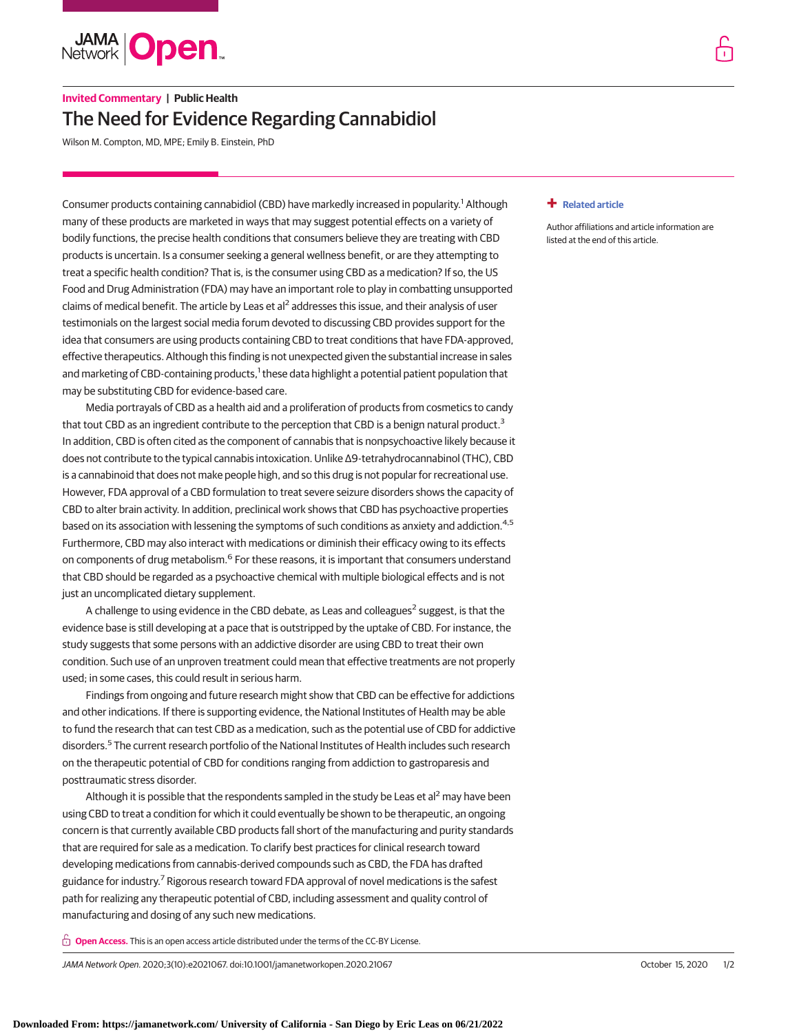Invited Commentary | Public Health

# The Need for Evidence Regarding Cannabidiol

Wilson M. Compton, MD, MPE; Emily B. Einstein, PhD

Related article

Author affiliations and article information are listed at the end of this article.

Consumer products containing cannabidiol (CBD) have markedly increased in popularity.[1] Although many of these products are marketed in ways that may suggest potential effects on a variety of bodily functions, the precise health conditions that consumers believe they are treating with CBD products is uncertain. Is a consumer seeking a general wellness benefit, or are they attempting to treat a specific health condition? That is, is the consumer using CBD as a medication? If so, the US Food and Drug Administration (FDA) may have an important role to play in combatting unsupported claims of medical benefit. The article by Leas et al[2] addresses this issue, and their analysis of user testimonials on the largest social media forum devoted to discussing CBD provides support for the idea that consumers are using products containing CBD to treat conditions that have FDA-approved, effective therapeutics. Although this finding is not unexpected given the substantial increase in sales and marketing of CBD-containing products,[1] these data highlight a potential patient population that may be substituting CBD for evidence-based care.

Media portrayals of CBD as a health aid and a proliferation of products from cosmetics to candy that tout CBD as an ingredient contribute to the perception that CBD is a benign natural product.[3] In addition, CBD is often cited as the component of cannabis that is nonpsychoactive likely because it does not contribute to the typical cannabis intoxication. Unlike Δ9-tetrahydrocannabinol (THC), CBD is a cannabinoid that does not make people high, and so this drug is not popular for recreational use. However, FDA approval of a CBD formulation to treat severe seizure disorders shows the capacity of CBD to alter brain activity. In addition, preclinical work shows that CBD has psychoactive properties based on its association with lessening the symptoms of such conditions as anxiety and addiction.[4,5] Furthermore, CBD may also interact with medications or diminish their efficacy owing to its effects on components of drug metabolism.[6] For these reasons, it is important that consumers understand that CBD should be regarded as a psychoactive chemical with multiple biological effects and is not just an uncomplicated dietary supplement.

A challenge to using evidence in the CBD debate, as Leas and colleagues[2] suggest, is that the evidence base is still developing at a pace that is outstripped by the uptake of CBD. For instance, the study suggests that some persons with an addictive disorder are using CBD to treat their own condition. Such use of an unproven treatment could mean that effective treatments are not properly used; in some cases, this could result in serious harm.

Findings from ongoing and future research might show that CBD can be effective for addictions and other indications. If there is supporting evidence, the National Institutes of Health may be able to fund the research that can test CBD as a medication, such as the potential use of CBD for addictive disorders.[5] The current research portfolio of the National Institutes of Health includes such research on the therapeutic potential of CBD for conditions ranging from addiction to gastroparesis and posttraumatic stress disorder.

Although it is possible that the respondents sampled in the study be Leas et al[2] may have been using CBD to treat a condition for which it could eventually be shown to be therapeutic, an ongoing concern is that currently available CBD products fall short of the manufacturing and purity standards that are required for sale as a medication. To clarify best practices for clinical research toward developing medications from cannabis-derived compounds such as CBD, the FDA has drafted guidance for industry.[7] Rigorous research toward FDA approval of novel medications is the safest path for realizing any therapeutic potential of CBD, including assessment and quality control of manufacturing and dosing of any such new medications.

**Open Access.** This is an open access article distributed under the terms of the CC-BY License.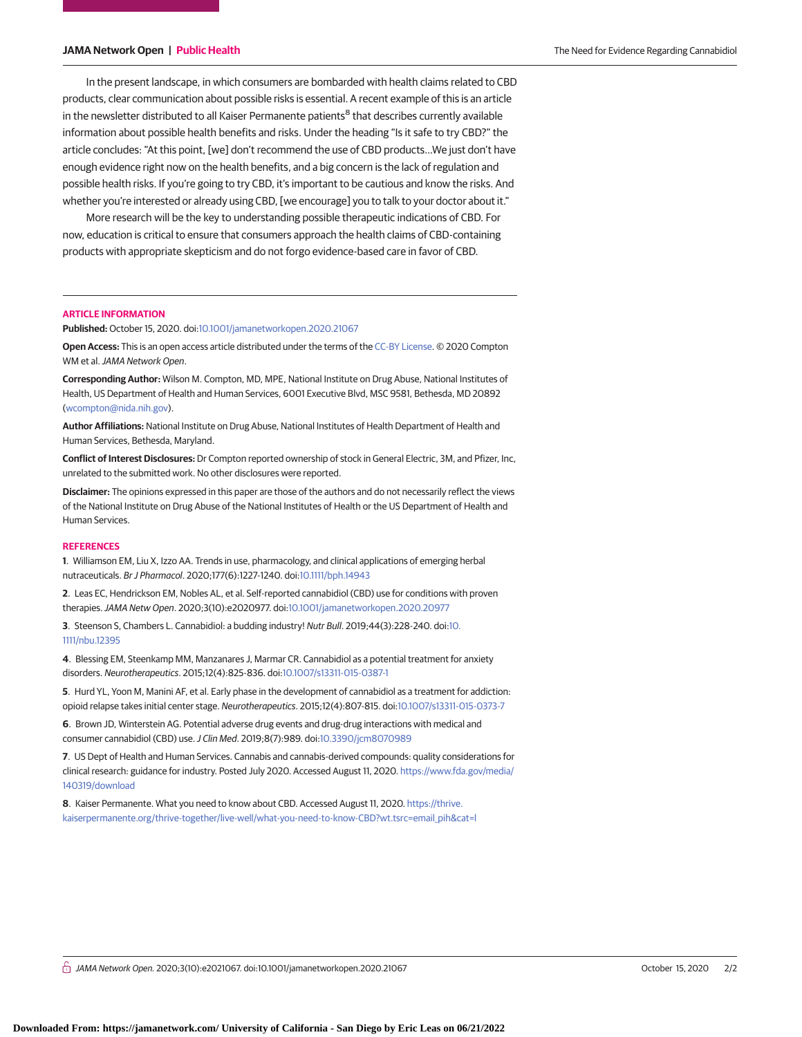In the present landscape, in which consumers are bombarded with health claims related to CBD products, clear communication about possible risks is essential. A recent example of this is an article in the newsletter distributed to all Kaiser Permanente patients[8] that describes currently available information about possible health benefits and risks. Under the heading "Is it safe to try CBD?" the article concludes: "At this point, [we] don't recommend the use of CBD products…We just don't have enough evidence right now on the health benefits, and a big concern is the lack of regulation and possible health risks. If you're going to try CBD, it's important to be cautious and know the risks. And whether you're interested or already using CBD, [we encourage] you to talk to your doctor about it."

More research will be the key to understanding possible therapeutic indications of CBD. For now, education is critical to ensure that consumers approach the health claims of CBD-containing products with appropriate skepticism and do not forgo evidence-based care in favor of CBD.

## ARTICLE INFORMATION

**Published:** October 15, 2020. doi:10.1001/jamanetworkopen.2020.21067

**Open Access:** This is an open access article distributed under the terms of the CC-BY License. © 2020 Compton WM et al. *JAMA Network Open*.

**Corresponding Author:** Wilson M. Compton, MD, MPE, National Institute on Drug Abuse, National Institutes of Health, US Department of Health and Human Services, 6001 Executive Blvd, MSC 9581, Bethesda, MD 20892 (wcompton@nida.nih.gov).

**Author Affiliations:** National Institute on Drug Abuse, National Institutes of Health Department of Health and Human Services, Bethesda, Maryland.

**Conflict of Interest Disclosures:** Dr Compton reported ownership of stock in General Electric, 3M, and Pfizer, Inc, unrelated to the submitted work. No other disclosures were reported.

**Disclaimer:** The opinions expressed in this paper are those of the authors and do not necessarily reflect the views of the National Institute on Drug Abuse of the National Institutes of Health or the US Department of Health and Human Services.

## REFERENCES

1. Williamson EM, Liu X, Izzo AA. Trends in use, pharmacology, and clinical applications of emerging herbal nutraceuticals. *Br J Pharmacol*. 2020;177(6):1227-1240. doi:10.1111/bph.14943

2. Leas EC, Hendrickson EM, Nobles AL, et al. Self-reported cannabidiol (CBD) use for conditions with proven therapies. *JAMA Netw Open*. 2020;3(10):e2020977. doi:10.1001/jamanetworkopen.2020.20977

3. Steenson S, Chambers L. Cannabidiol: a budding industry! *Nutr Bull*. 2019;44(3):228-240. doi:10.1111/nbu.12395

4. Blessing EM, Steenkamp MM, Manzanares J, Marmar CR. Cannabidiol as a potential treatment for anxiety disorders. *Neurotherapeutics*. 2015;12(4):825-836. doi:10.1007/s13311-015-0387-1

5. Hurd YL, Yoon M, Manini AF, et al. Early phase in the development of cannabidiol as a treatment for addiction: opioid relapse takes initial center stage. *Neurotherapeutics*. 2015;12(4):807-815. doi:10.1007/s13311-015-0373-7

6. Brown JD, Winterstein AG. Potential adverse drug events and drug-drug interactions with medical and consumer cannabidiol (CBD) use. *J Clin Med*. 2019;8(7):989. doi:10.3390/jcm8070989

7. US Dept of Health and Human Services. Cannabis and cannabis-derived compounds: quality considerations for clinical research: guidance for industry. Posted July 2020. Accessed August 11, 2020. https://www.fda.gov/media/140319/download

8. Kaiser Permanente. What you need to know about CBD. Accessed August 11, 2020. https://thrive.kaiserpermanente.org/thrive-together/live-well/what-you-need-to-know-CBD?wt.tsrc=email_pih&cat=l